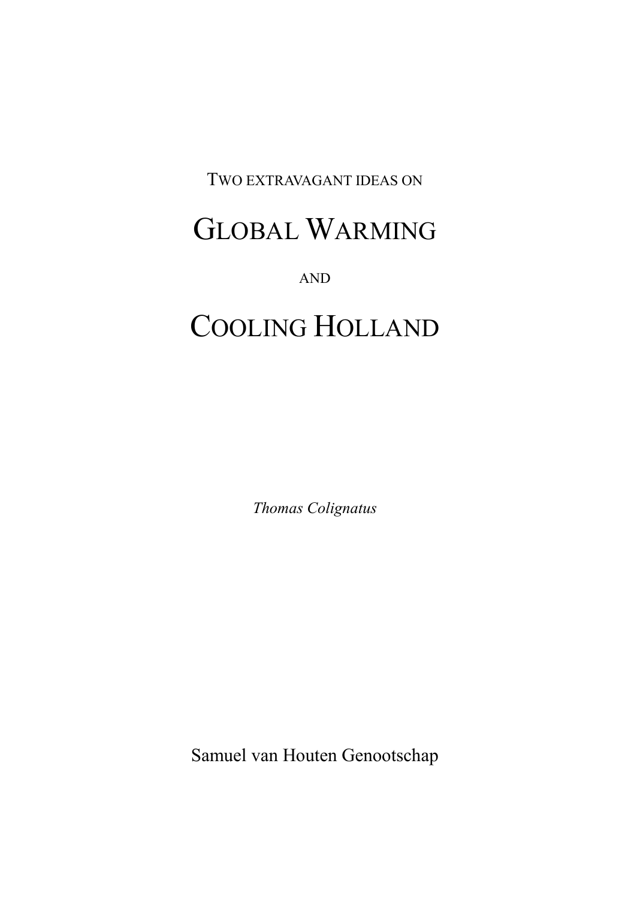TWO EXTRAVAGANT IDEAS ON

# GLOBAL WARMING

AND

# COOLING HOLLAND

*Thomas Colignatus*

Samuel van Houten Genootschap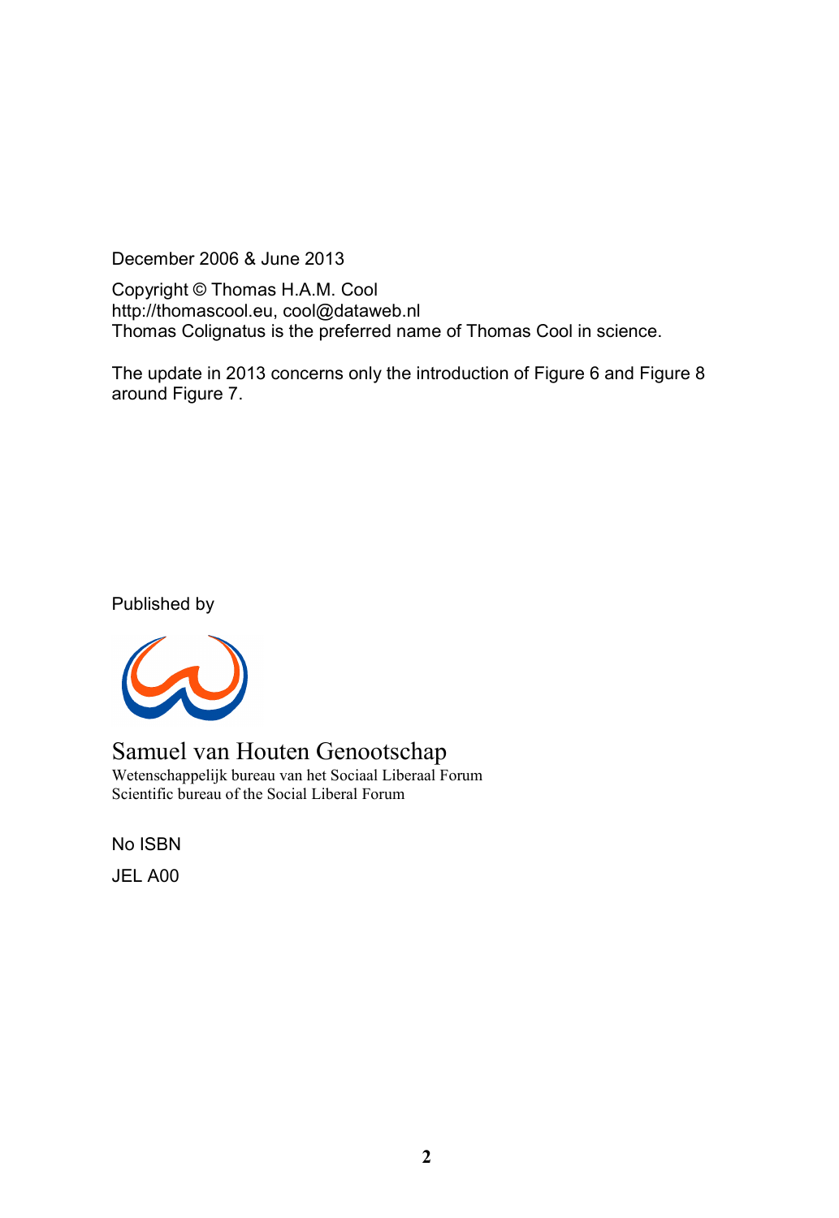December 2006 & June 2013

Copyright © Thomas H.A.M. Cool
http://thomascool.eu, cool@dataweb.nl
Thomas Colignatus is the preferred name of Thomas Cool in science.

The update in 2013 concerns only the introduction of Figure 6 and Figure 8 around Figure 7.

Published by

Samuel van Houten Genootschap
Wetenschappelijk bureau van het Sociaal Liberaal Forum
Scientific bureau of the Social Liberal Forum

No ISBN

JEL A00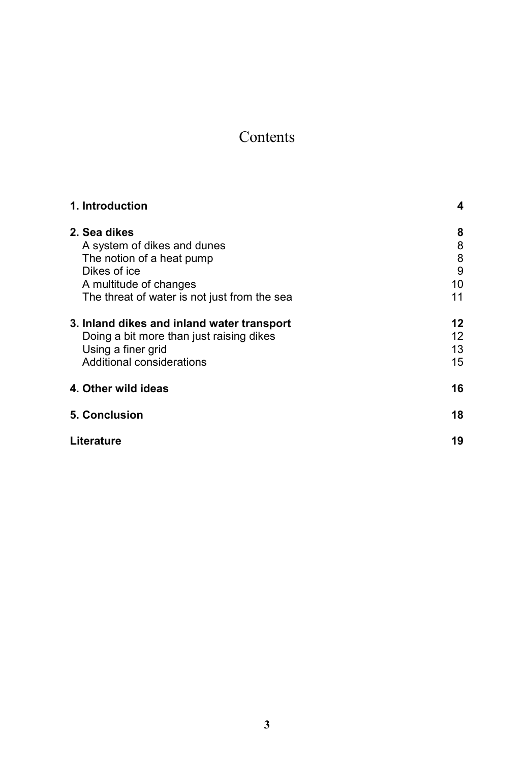# Contents

| | |
|---|---|
| **1. Introduction** | **4** |
| **2. Sea dikes** | **8** |
| A system of dikes and dunes | 8 |
| The notion of a heat pump | 8 |
| Dikes of ice | 9 |
| A multitude of changes | 10 |
| The threat of water is not just from the sea | 11 |
| **3. Inland dikes and inland water transport** | **12** |
| Doing a bit more than just raising dikes | 12 |
| Using a finer grid | 13 |
| Additional considerations | 15 |
| **4. Other wild ideas** | **16** |
| **5. Conclusion** | **18** |
| **Literature** | **19** |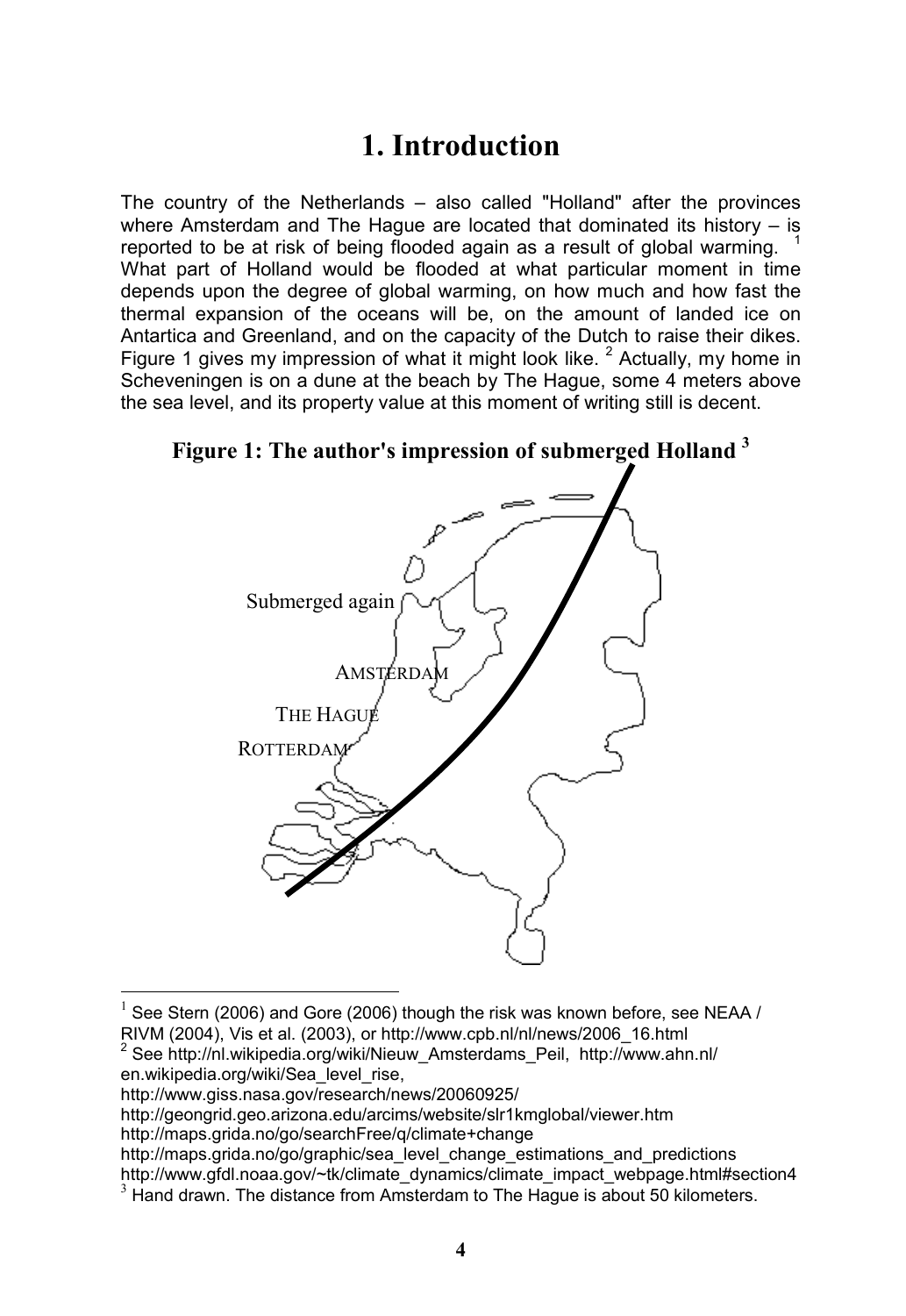# 1. Introduction

The country of the Netherlands – also called "Holland" after the provinces where Amsterdam and The Hague are located that dominated its history – is reported to be at risk of being flooded again as a result of global warming. [1] What part of Holland would be flooded at what particular moment in time depends upon the degree of global warming, on how much and how fast the thermal expansion of the oceans will be, on the amount of landed ice on Antartica and Greenland, and on the capacity of the Dutch to raise their dikes. Figure 1 gives my impression of what it might look like. [2] Actually, my home in Scheveningen is on a dune at the beach by The Hague, some 4 meters above the sea level, and its property value at this moment of writing still is decent.

**Figure 1: The author's impression of submerged Holland [3]**

Submerged again

AMSTERDAM

THE HAGUE

ROTTERDAM

---

[1] See Stern (2006) and Gore (2006) though the risk was known before, see NEAA / RIVM (2004), Vis et al. (2003), or http://www.cpb.nl/nl/news/2006_16.html

[2] See http://nl.wikipedia.org/wiki/Nieuw_Amsterdams_Peil, http://www.ahn.nl/ en.wikipedia.org/wiki/Sea_level_rise,
http://www.giss.nasa.gov/research/news/20060925/
http://geongrid.geo.arizona.edu/arcims/website/slr1kmglobal/viewer.htm
http://maps.grida.no/go/searchFree/q/climate+change
http://maps.grida.no/go/graphic/sea_level_change_estimations_and_predictions
http://www.gfdl.noaa.gov/~tk/climate_dynamics/climate_impact_webpage.html#section4

[3] Hand drawn. The distance from Amsterdam to The Hague is about 50 kilometers.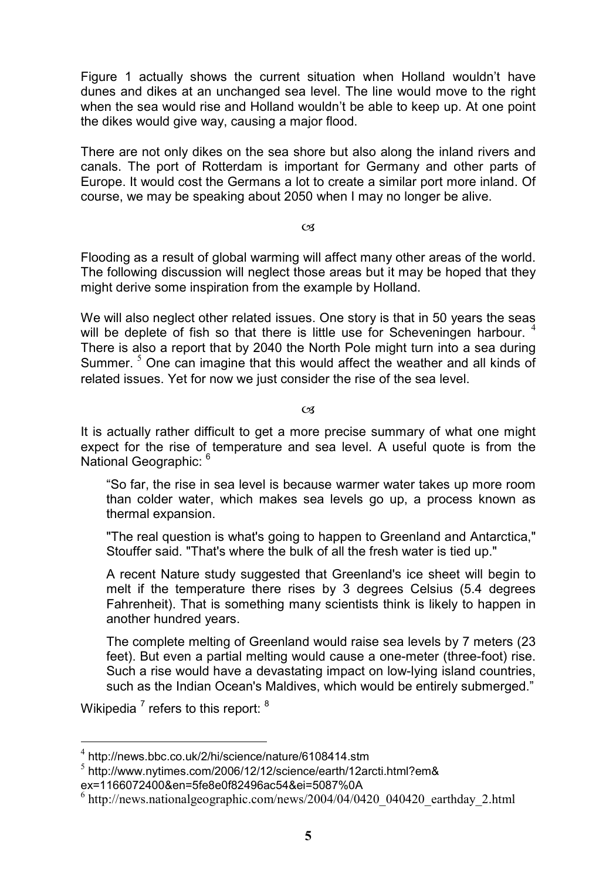Figure 1 actually shows the current situation when Holland wouldn't have dunes and dikes at an unchanged sea level. The line would move to the right when the sea would rise and Holland wouldn't be able to keep up. At one point the dikes would give way, causing a major flood.

There are not only dikes on the sea shore but also along the inland rivers and canals. The port of Rotterdam is important for Germany and other parts of Europe. It would cost the Germans a lot to create a similar port more inland. Of course, we may be speaking about 2050 when I may no longer be alive.

☙

Flooding as a result of global warming will affect many other areas of the world. The following discussion will neglect those areas but it may be hoped that they might derive some inspiration from the example by Holland.

We will also neglect other related issues. One story is that in 50 years the seas will be deplete of fish so that there is little use for Scheveningen harbour. [4] There is also a report that by 2040 the North Pole might turn into a sea during Summer. [5] One can imagine that this would affect the weather and all kinds of related issues. Yet for now we just consider the rise of the sea level.

☙

It is actually rather difficult to get a more precise summary of what one might expect for the rise of temperature and sea level. A useful quote is from the National Geographic: [6]

> "So far, the rise in sea level is because warmer water takes up more room than colder water, which makes sea levels go up, a process known as thermal expansion.
>
> "The real question is what's going to happen to Greenland and Antarctica," Stouffer said. "That's where the bulk of all the fresh water is tied up."
>
> A recent Nature study suggested that Greenland's ice sheet will begin to melt if the temperature there rises by 3 degrees Celsius (5.4 degrees Fahrenheit). That is something many scientists think is likely to happen in another hundred years.
>
> The complete melting of Greenland would raise sea levels by 7 meters (23 feet). But even a partial melting would cause a one-meter (three-foot) rise. Such a rise would have a devastating impact on low-lying island countries, such as the Indian Ocean's Maldives, which would be entirely submerged."

Wikipedia [7] refers to this report: [8]

---

[4] http://news.bbc.co.uk/2/hi/science/nature/6108414.stm

[5] http://www.nytimes.com/2006/12/12/science/earth/12arcti.html?em&ex=1166072400&en=5fe8e0f82496ac54&ei=5087%0A

[6] http://news.nationalgeographic.com/news/2004/04/0420_040420_earthday_2.html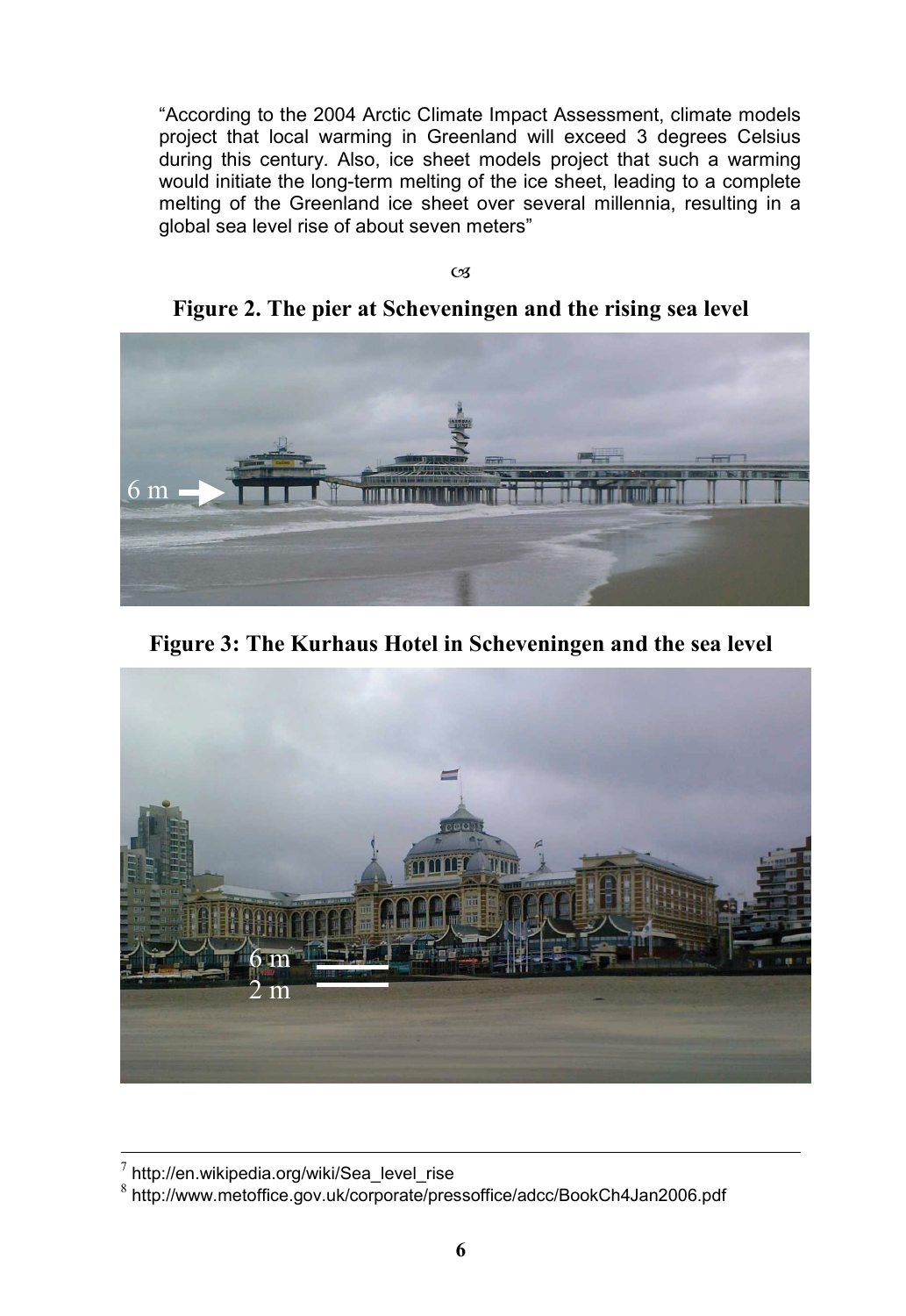"According to the 2004 Arctic Climate Impact Assessment, climate models project that local warming in Greenland will exceed 3 degrees Celsius during this century. Also, ice sheet models project that such a warming would initiate the long-term melting of the ice sheet, leading to a complete melting of the Greenland ice sheet over several millennia, resulting in a global sea level rise of about seven meters"

**Figure 2. The pier at Scheveningen and the rising sea level**

6 m

**Figure 3: The Kurhaus Hotel in Scheveningen and the sea level**

6 m

2 m

---

[7] http://en.wikipedia.org/wiki/Sea_level_rise

[8] http://www.metoffice.gov.uk/corporate/pressoffice/adcc/BookCh4Jan2006.pdf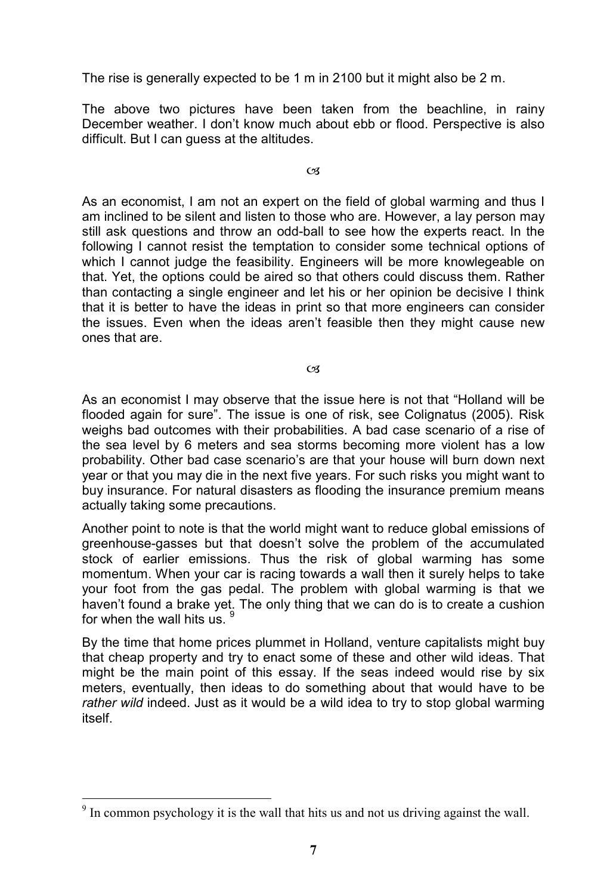The rise is generally expected to be 1 m in 2100 but it might also be 2 m.

The above two pictures have been taken from the beachline, in rainy December weather. I don't know much about ebb or flood. Perspective is also difficult. But I can guess at the altitudes.

☙

As an economist, I am not an expert on the field of global warming and thus I am inclined to be silent and listen to those who are. However, a lay person may still ask questions and throw an odd-ball to see how the experts react. In the following I cannot resist the temptation to consider some technical options of which I cannot judge the feasibility. Engineers will be more knowlegeable on that. Yet, the options could be aired so that others could discuss them. Rather than contacting a single engineer and let his or her opinion be decisive I think that it is better to have the ideas in print so that more engineers can consider the issues. Even when the ideas aren't feasible then they might cause new ones that are.

☙

As an economist I may observe that the issue here is not that "Holland will be flooded again for sure". The issue is one of risk, see Colignatus (2005). Risk weighs bad outcomes with their probabilities. A bad case scenario of a rise of the sea level by 6 meters and sea storms becoming more violent has a low probability. Other bad case scenario's are that your house will burn down next year or that you may die in the next five years. For such risks you might want to buy insurance. For natural disasters as flooding the insurance premium means actually taking some precautions.

Another point to note is that the world might want to reduce global emissions of greenhouse-gasses but that doesn't solve the problem of the accumulated stock of earlier emissions. Thus the risk of global warming has some momentum. When your car is racing towards a wall then it surely helps to take your foot from the gas pedal. The problem with global warming is that we haven't found a brake yet. The only thing that we can do is to create a cushion for when the wall hits us. [9]

By the time that home prices plummet in Holland, venture capitalists might buy that cheap property and try to enact some of these and other wild ideas. That might be the main point of this essay. If the seas indeed would rise by six meters, eventually, then ideas to do something about that would have to be *rather wild* indeed. Just as it would be a wild idea to try to stop global warming itself.

---

[9] In common psychology it is the wall that hits us and not us driving against the wall.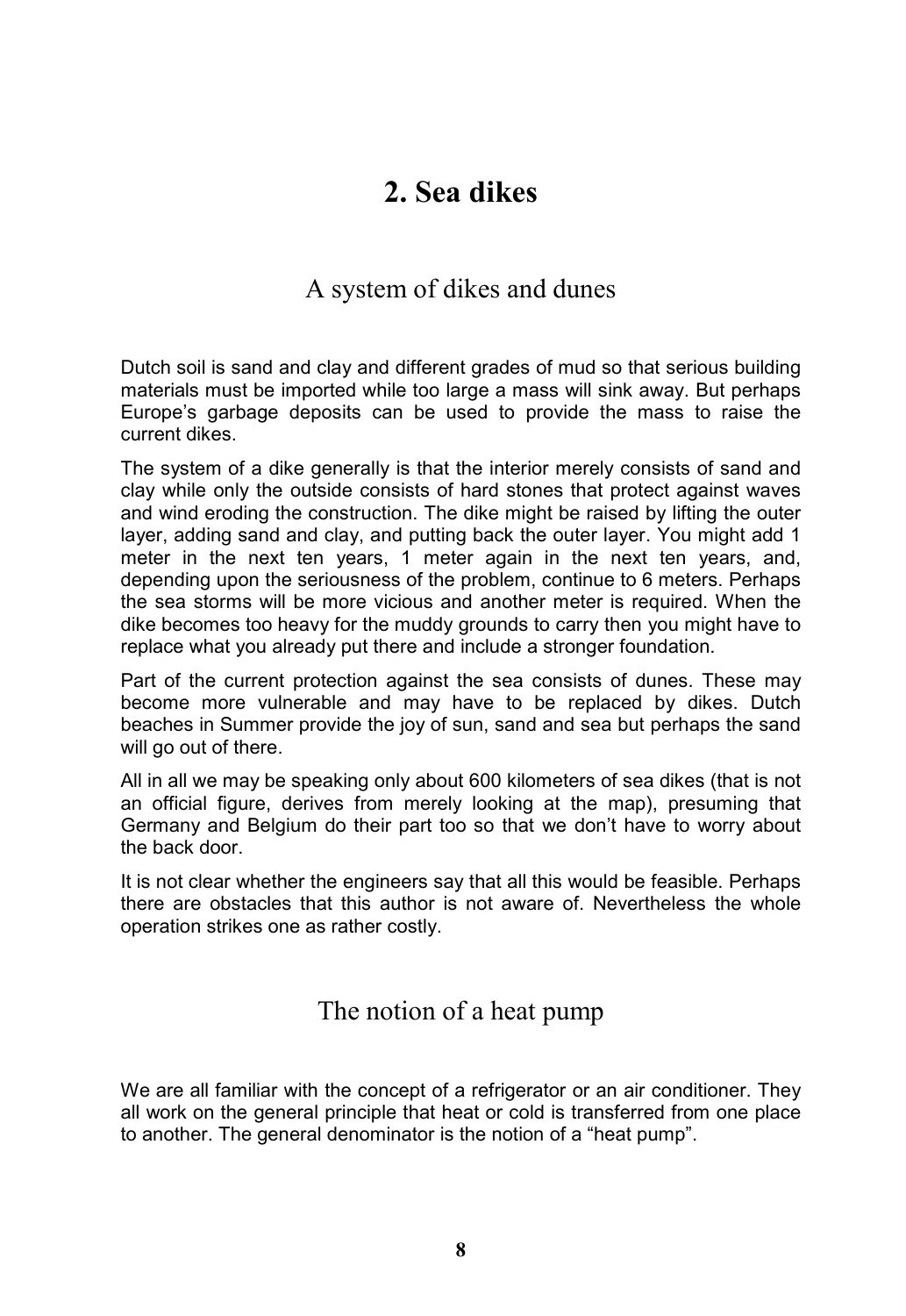# 2. Sea dikes

## A system of dikes and dunes

Dutch soil is sand and clay and different grades of mud so that serious building materials must be imported while too large a mass will sink away. But perhaps Europe's garbage deposits can be used to provide the mass to raise the current dikes.

The system of a dike generally is that the interior merely consists of sand and clay while only the outside consists of hard stones that protect against waves and wind eroding the construction. The dike might be raised by lifting the outer layer, adding sand and clay, and putting back the outer layer. You might add 1 meter in the next ten years, 1 meter again in the next ten years, and, depending upon the seriousness of the problem, continue to 6 meters. Perhaps the sea storms will be more vicious and another meter is required. When the dike becomes too heavy for the muddy grounds to carry then you might have to replace what you already put there and include a stronger foundation.

Part of the current protection against the sea consists of dunes. These may become more vulnerable and may have to be replaced by dikes. Dutch beaches in Summer provide the joy of sun, sand and sea but perhaps the sand will go out of there.

All in all we may be speaking only about 600 kilometers of sea dikes (that is not an official figure, derives from merely looking at the map), presuming that Germany and Belgium do their part too so that we don't have to worry about the back door.

It is not clear whether the engineers say that all this would be feasible. Perhaps there are obstacles that this author is not aware of. Nevertheless the whole operation strikes one as rather costly.

## The notion of a heat pump

We are all familiar with the concept of a refrigerator or an air conditioner. They all work on the general principle that heat or cold is transferred from one place to another. The general denominator is the notion of a "heat pump".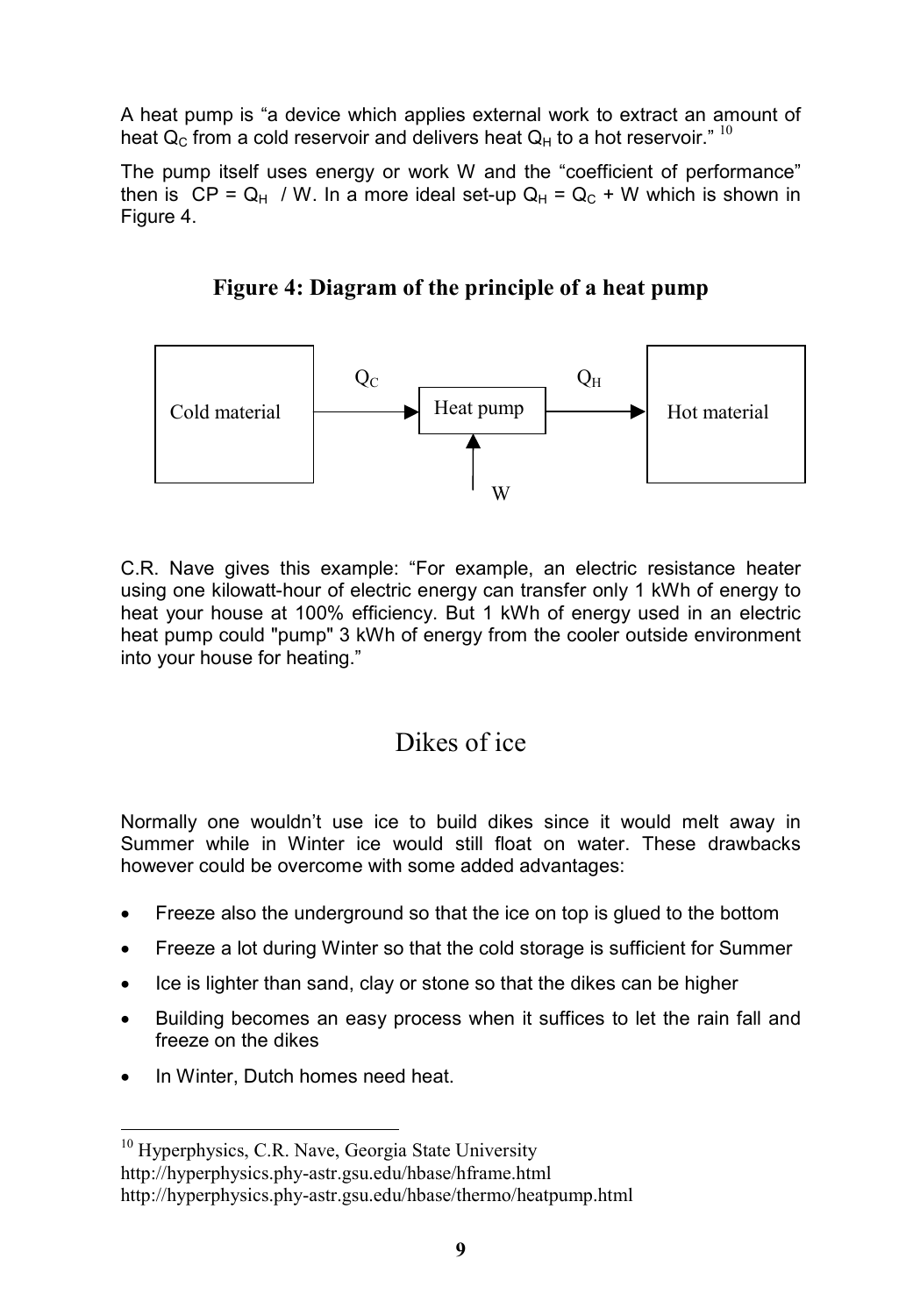A heat pump is “a device which applies external work to extract an amount of heat $Q_C$ from a cold reservoir and delivers heat $Q_H$ to a hot reservoir.” [10]

The pump itself uses energy or work W and the “coefficient of performance” then is $CP = Q_H / W$. In a more ideal set-up $Q_H = Q_C + W$ which is shown in Figure 4.

**Figure 4: Diagram of the principle of a heat pump**

Cold material → $Q_C$ → Heat pump → $Q_H$ → Hot material

W ↑ (into Heat pump)

C.R. Nave gives this example: “For example, an electric resistance heater using one kilowatt-hour of electric energy can transfer only 1 kWh of energy to heat your house at 100% efficiency. But 1 kWh of energy used in an electric heat pump could "pump" 3 kWh of energy from the cooler outside environment into your house for heating.”

## Dikes of ice

Normally one wouldn’t use ice to build dikes since it would melt away in Summer while in Winter ice would still float on water. These drawbacks however could be overcome with some added advantages:

- Freeze also the underground so that the ice on top is glued to the bottom
- Freeze a lot during Winter so that the cold storage is sufficient for Summer
- Ice is lighter than sand, clay or stone so that the dikes can be higher
- Building becomes an easy process when it suffices to let the rain fall and freeze on the dikes
- In Winter, Dutch homes need heat.

---

[10] Hyperphysics, C.R. Nave, Georgia State University
http://hyperphysics.phy-astr.gsu.edu/hbase/hframe.html
http://hyperphysics.phy-astr.gsu.edu/hbase/thermo/heatpump.html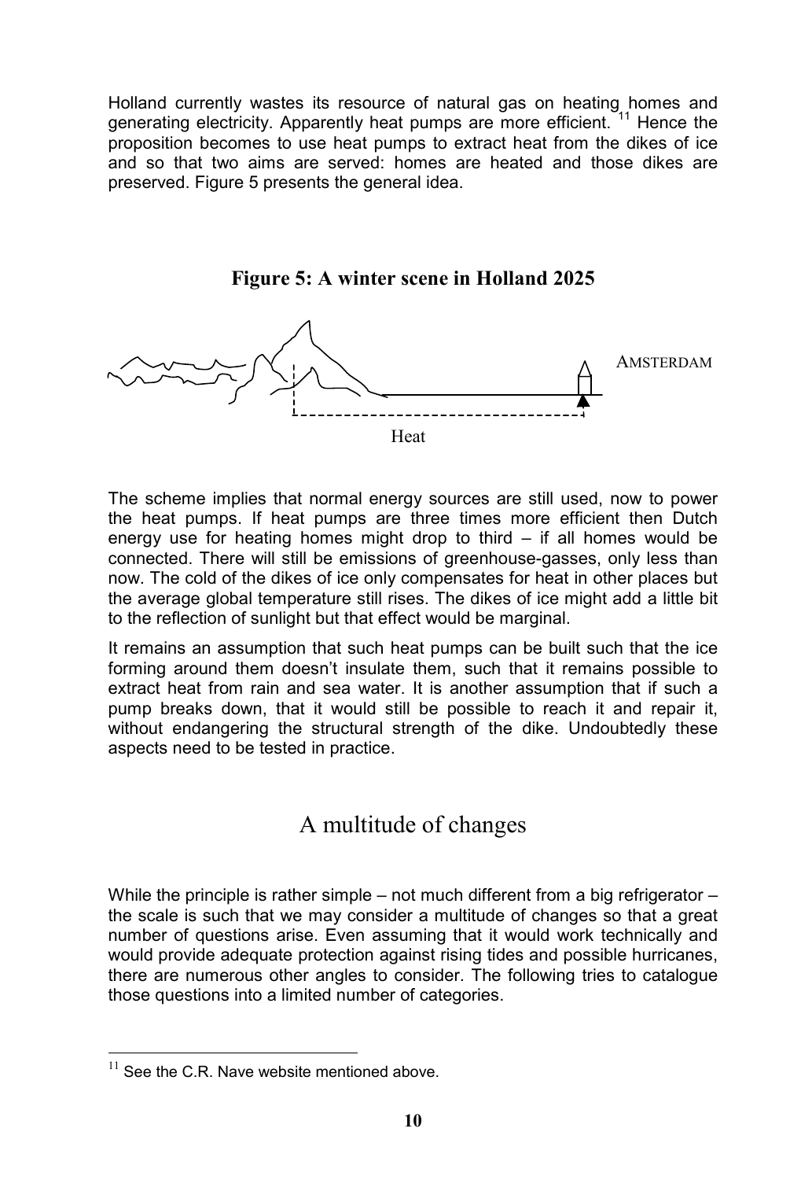Holland currently wastes its resource of natural gas on heating homes and generating electricity. Apparently heat pumps are more efficient.[11] Hence the proposition becomes to use heat pumps to extract heat from the dikes of ice and so that two aims are served: homes are heated and those dikes are preserved. Figure 5 presents the general idea.

**Figure 5: A winter scene in Holland 2025**

AMSTERDAM

Heat

The scheme implies that normal energy sources are still used, now to power the heat pumps. If heat pumps are three times more efficient then Dutch energy use for heating homes might drop to third – if all homes would be connected. There will still be emissions of greenhouse-gasses, only less than now. The cold of the dikes of ice only compensates for heat in other places but the average global temperature still rises. The dikes of ice might add a little bit to the reflection of sunlight but that effect would be marginal.

It remains an assumption that such heat pumps can be built such that the ice forming around them doesn't insulate them, such that it remains possible to extract heat from rain and sea water. It is another assumption that if such a pump breaks down, that it would still be possible to reach it and repair it, without endangering the structural strength of the dike. Undoubtedly these aspects need to be tested in practice.

## A multitude of changes

While the principle is rather simple – not much different from a big refrigerator – the scale is such that we may consider a multitude of changes so that a great number of questions arise. Even assuming that it would work technically and would provide adequate protection against rising tides and possible hurricanes, there are numerous other angles to consider. The following tries to catalogue those questions into a limited number of categories.

[11] See the C.R. Nave website mentioned above.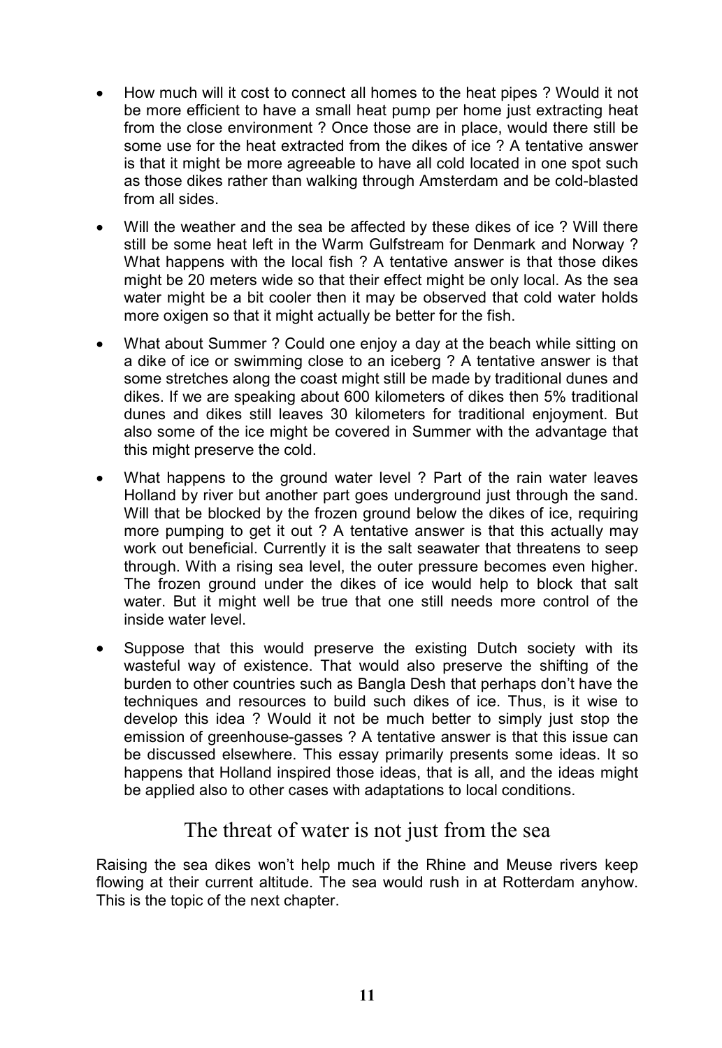- How much will it cost to connect all homes to the heat pipes ? Would it not be more efficient to have a small heat pump per home just extracting heat from the close environment ? Once those are in place, would there still be some use for the heat extracted from the dikes of ice ? A tentative answer is that it might be more agreeable to have all cold located in one spot such as those dikes rather than walking through Amsterdam and be cold-blasted from all sides.

- Will the weather and the sea be affected by these dikes of ice ? Will there still be some heat left in the Warm Gulfstream for Denmark and Norway ? What happens with the local fish ? A tentative answer is that those dikes might be 20 meters wide so that their effect might be only local. As the sea water might be a bit cooler then it may be observed that cold water holds more oxigen so that it might actually be better for the fish.

- What about Summer ? Could one enjoy a day at the beach while sitting on a dike of ice or swimming close to an iceberg ? A tentative answer is that some stretches along the coast might still be made by traditional dunes and dikes. If we are speaking about 600 kilometers of dikes then 5% traditional dunes and dikes still leaves 30 kilometers for traditional enjoyment. But also some of the ice might be covered in Summer with the advantage that this might preserve the cold.

- What happens to the ground water level ? Part of the rain water leaves Holland by river but another part goes underground just through the sand. Will that be blocked by the frozen ground below the dikes of ice, requiring more pumping to get it out ? A tentative answer is that this actually may work out beneficial. Currently it is the salt seawater that threatens to seep through. With a rising sea level, the outer pressure becomes even higher. The frozen ground under the dikes of ice would help to block that salt water. But it might well be true that one still needs more control of the inside water level.

- Suppose that this would preserve the existing Dutch society with its wasteful way of existence. That would also preserve the shifting of the burden to other countries such as Bangla Desh that perhaps don't have the techniques and resources to build such dikes of ice. Thus, is it wise to develop this idea ? Would it not be much better to simply just stop the emission of greenhouse-gasses ? A tentative answer is that this issue can be discussed elsewhere. This essay primarily presents some ideas. It so happens that Holland inspired those ideas, that is all, and the ideas might be applied also to other cases with adaptations to local conditions.

## The threat of water is not just from the sea

Raising the sea dikes won't help much if the Rhine and Meuse rivers keep flowing at their current altitude. The sea would rush in at Rotterdam anyhow. This is the topic of the next chapter.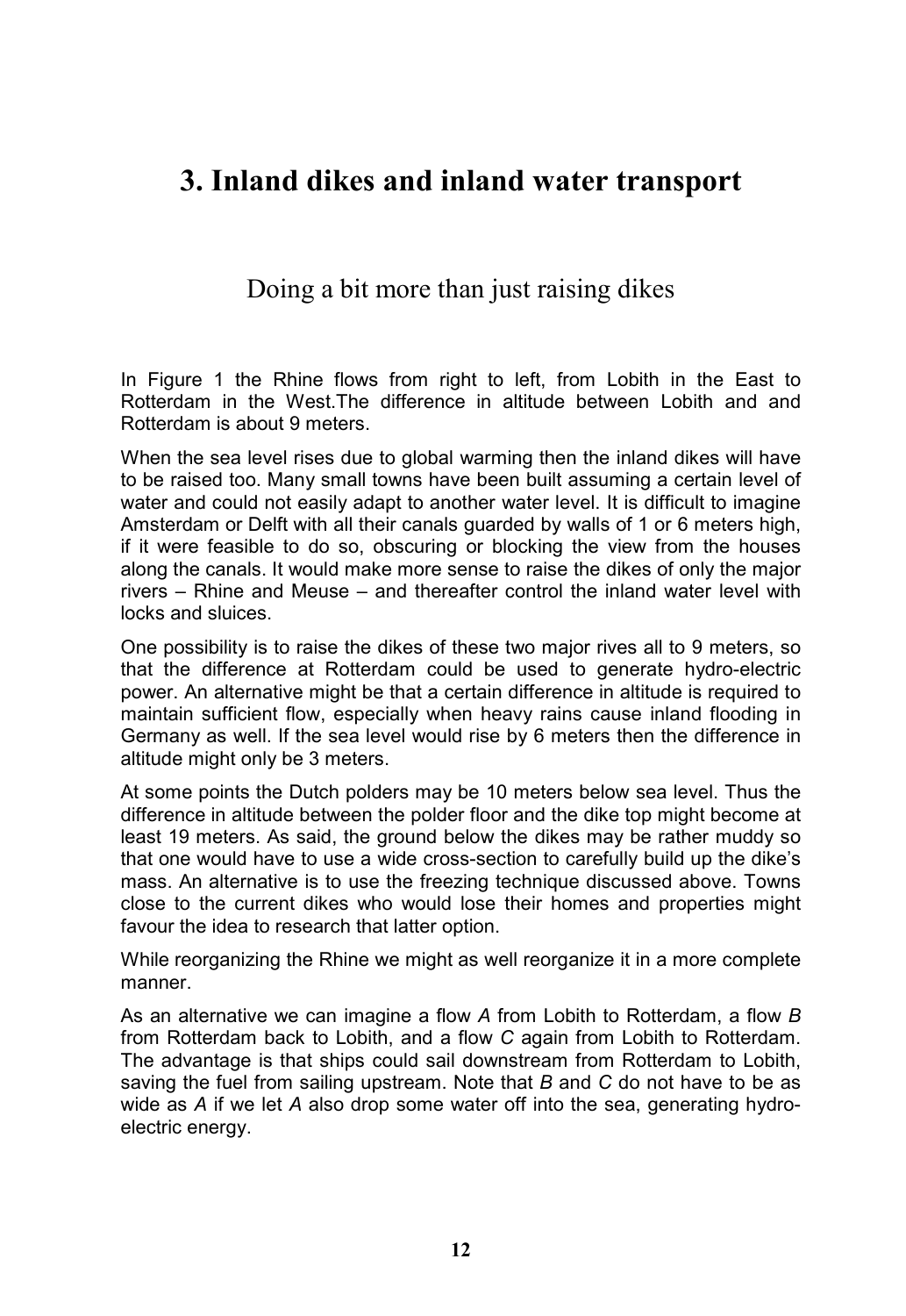# 3. Inland dikes and inland water transport

Doing a bit more than just raising dikes

In Figure 1 the Rhine flows from right to left, from Lobith in the East to Rotterdam in the West.The difference in altitude between Lobith and and Rotterdam is about 9 meters.

When the sea level rises due to global warming then the inland dikes will have to be raised too. Many small towns have been built assuming a certain level of water and could not easily adapt to another water level. It is difficult to imagine Amsterdam or Delft with all their canals guarded by walls of 1 or 6 meters high, if it were feasible to do so, obscuring or blocking the view from the houses along the canals. It would make more sense to raise the dikes of only the major rivers – Rhine and Meuse – and thereafter control the inland water level with locks and sluices.

One possibility is to raise the dikes of these two major rives all to 9 meters, so that the difference at Rotterdam could be used to generate hydro-electric power. An alternative might be that a certain difference in altitude is required to maintain sufficient flow, especially when heavy rains cause inland flooding in Germany as well. If the sea level would rise by 6 meters then the difference in altitude might only be 3 meters.

At some points the Dutch polders may be 10 meters below sea level. Thus the difference in altitude between the polder floor and the dike top might become at least 19 meters. As said, the ground below the dikes may be rather muddy so that one would have to use a wide cross-section to carefully build up the dike's mass. An alternative is to use the freezing technique discussed above. Towns close to the current dikes who would lose their homes and properties might favour the idea to research that latter option.

While reorganizing the Rhine we might as well reorganize it in a more complete manner.

As an alternative we can imagine a flow *A* from Lobith to Rotterdam, a flow *B* from Rotterdam back to Lobith, and a flow *C* again from Lobith to Rotterdam. The advantage is that ships could sail downstream from Rotterdam to Lobith, saving the fuel from sailing upstream. Note that *B* and *C* do not have to be as wide as *A* if we let *A* also drop some water off into the sea, generating hydro-electric energy.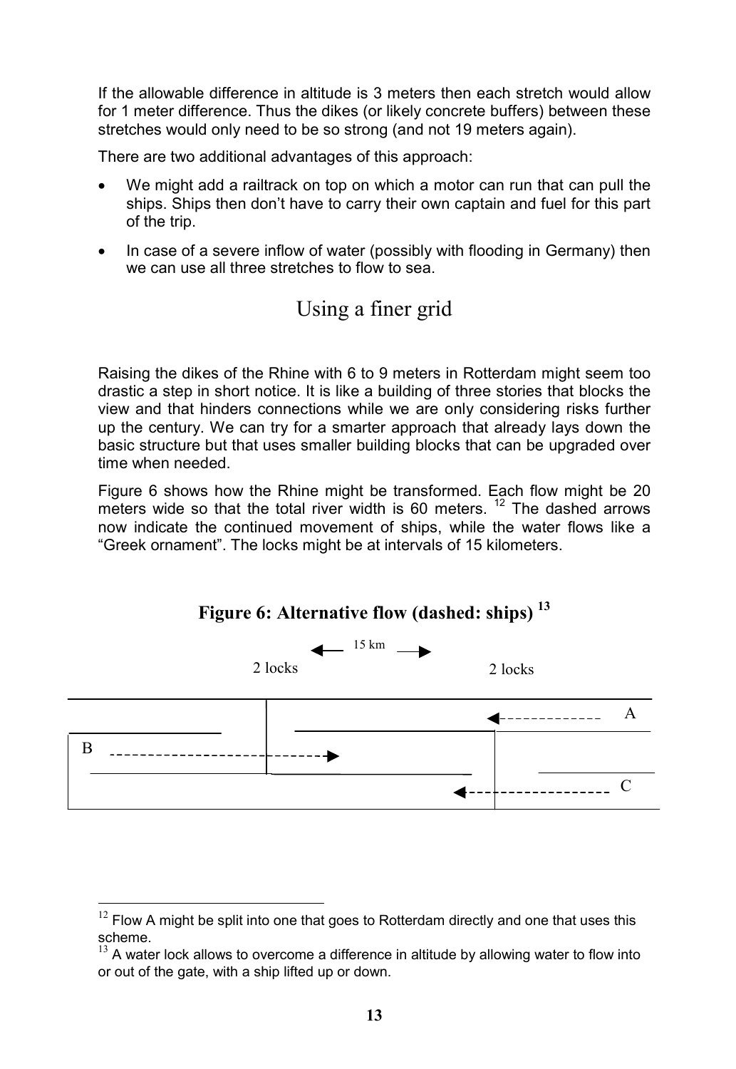If the allowable difference in altitude is 3 meters then each stretch would allow for 1 meter difference. Thus the dikes (or likely concrete buffers) between these stretches would only need to be so strong (and not 19 meters again).

There are two additional advantages of this approach:

- We might add a railtrack on top on which a motor can run that can pull the ships. Ships then don't have to carry their own captain and fuel for this part of the trip.
- In case of a severe inflow of water (possibly with flooding in Germany) then we can use all three stretches to flow to sea.

## Using a finer grid

Raising the dikes of the Rhine with 6 to 9 meters in Rotterdam might seem too drastic a step in short notice. It is like a building of three stories that blocks the view and that hinders connections while we are only considering risks further up the century. We can try for a smarter approach that already lays down the basic structure but that uses smaller building blocks that can be upgraded over time when needed.

Figure 6 shows how the Rhine might be transformed. Each flow might be 20 meters wide so that the total river width is 60 meters. [12] The dashed arrows now indicate the continued movement of ships, while the water flows like a "Greek ornament". The locks might be at intervals of 15 kilometers.

**Figure 6: Alternative flow (dashed: ships) [13]**

15 km

2 locks — 2 locks

A, B, C

---

[12] Flow A might be split into one that goes to Rotterdam directly and one that uses this scheme.

[13] A water lock allows to overcome a difference in altitude by allowing water to flow into or out of the gate, with a ship lifted up or down.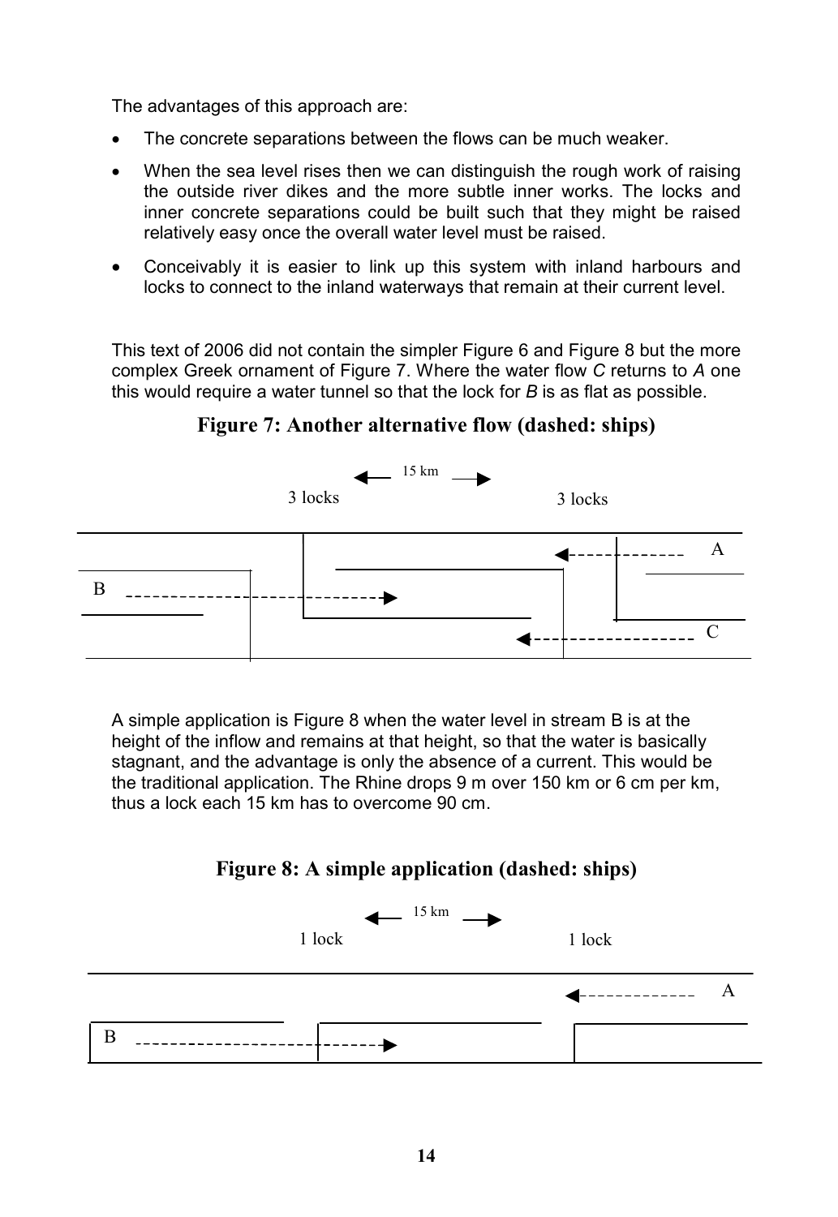The advantages of this approach are:

- The concrete separations between the flows can be much weaker.
- When the sea level rises then we can distinguish the rough work of raising the outside river dikes and the more subtle inner works. The locks and inner concrete separations could be built such that they might be raised relatively easy once the overall water level must be raised.
- Conceivably it is easier to link up this system with inland harbours and locks to connect to the inland waterways that remain at their current level.

This text of 2006 did not contain the simpler Figure 6 and Figure 8 but the more complex Greek ornament of Figure 7. Where the water flow *C* returns to *A* one this would require a water tunnel so that the lock for *B* is as flat as possible.

**Figure 7: Another alternative flow (dashed: ships)**

15 km

3 locks | 3 locks

A

B

C

A simple application is Figure 8 when the water level in stream B is at the height of the inflow and remains at that height, so that the water is basically stagnant, and the advantage is only the absence of a current. This would be the traditional application. The Rhine drops 9 m over 150 km or 6 cm per km, thus a lock each 15 km has to overcome 90 cm.

**Figure 8: A simple application (dashed: ships)**

15 km

1 lock | 1 lock

A

B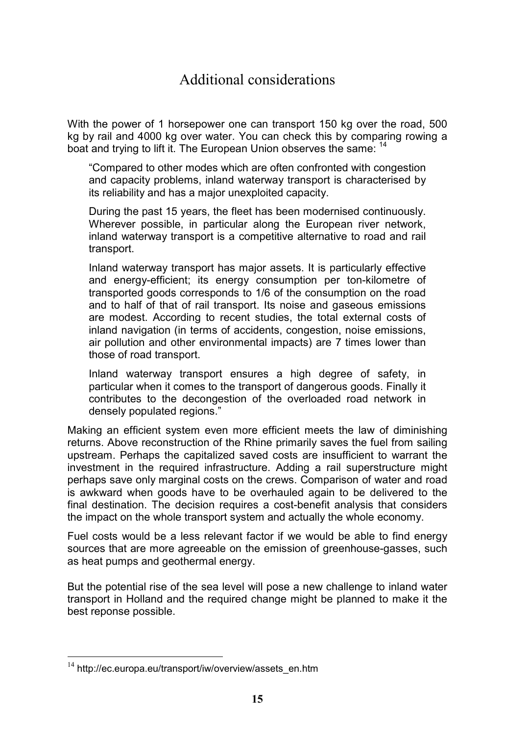## Additional considerations

With the power of 1 horsepower one can transport 150 kg over the road, 500 kg by rail and 4000 kg over water. You can check this by comparing rowing a boat and trying to lift it. The European Union observes the same: [14]

> "Compared to other modes which are often confronted with congestion and capacity problems, inland waterway transport is characterised by its reliability and has a major unexploited capacity.
>
> During the past 15 years, the fleet has been modernised continuously. Wherever possible, in particular along the European river network, inland waterway transport is a competitive alternative to road and rail transport.
>
> Inland waterway transport has major assets. It is particularly effective and energy-efficient; its energy consumption per ton-kilometre of transported goods corresponds to 1/6 of the consumption on the road and to half of that of rail transport. Its noise and gaseous emissions are modest. According to recent studies, the total external costs of inland navigation (in terms of accidents, congestion, noise emissions, air pollution and other environmental impacts) are 7 times lower than those of road transport.
>
> Inland waterway transport ensures a high degree of safety, in particular when it comes to the transport of dangerous goods. Finally it contributes to the decongestion of the overloaded road network in densely populated regions."

Making an efficient system even more efficient meets the law of diminishing returns. Above reconstruction of the Rhine primarily saves the fuel from sailing upstream. Perhaps the capitalized saved costs are insufficient to warrant the investment in the required infrastructure. Adding a rail superstructure might perhaps save only marginal costs on the crews. Comparison of water and road is awkward when goods have to be overhauled again to be delivered to the final destination. The decision requires a cost-benefit analysis that considers the impact on the whole transport system and actually the whole economy.

Fuel costs would be a less relevant factor if we would be able to find energy sources that are more agreeable on the emission of greenhouse-gasses, such as heat pumps and geothermal energy.

But the potential rise of the sea level will pose a new challenge to inland water transport in Holland and the required change might be planned to make it the best reponse possible.

---

[14] http://ec.europa.eu/transport/iw/overview/assets_en.htm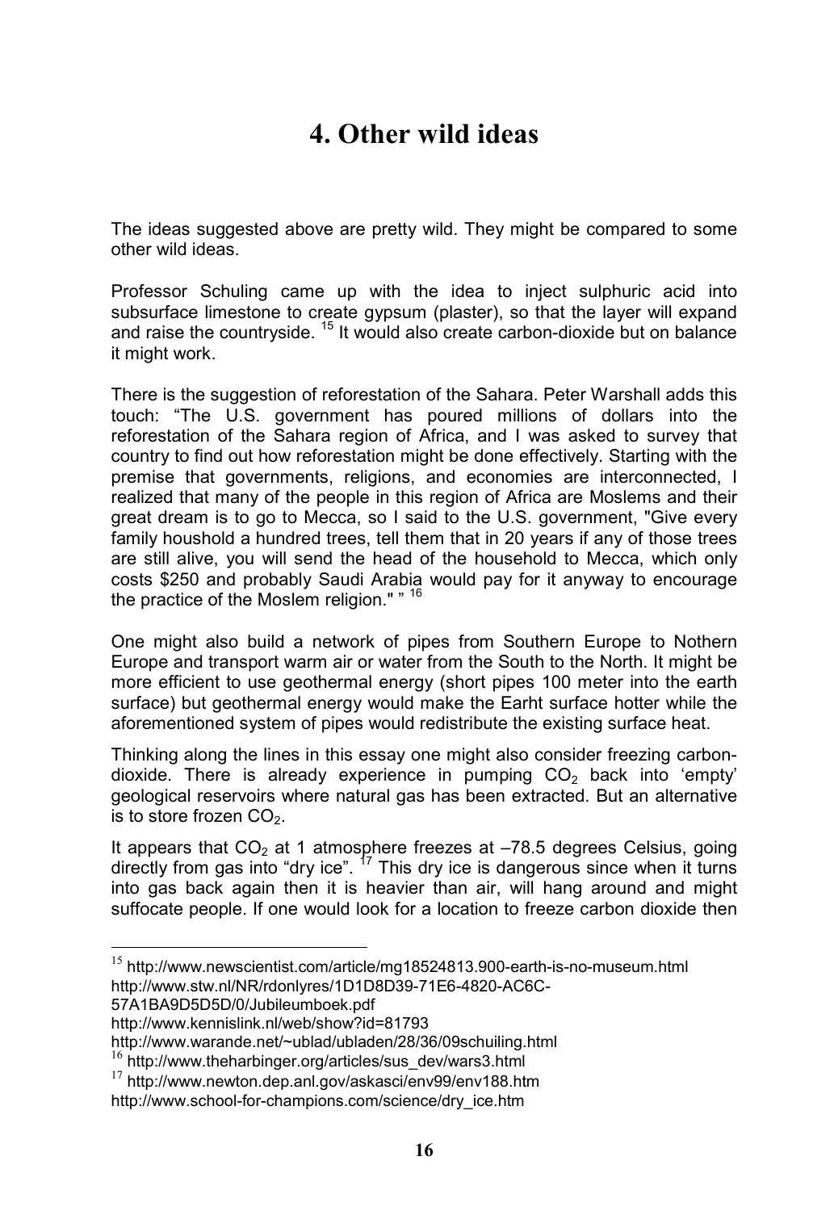# 4. Other wild ideas

The ideas suggested above are pretty wild. They might be compared to some other wild ideas.

Professor Schuling came up with the idea to inject sulphuric acid into subsurface limestone to create gypsum (plaster), so that the layer will expand and raise the countryside. [15] It would also create carbon-dioxide but on balance it might work.

There is the suggestion of reforestation of the Sahara. Peter Warshall adds this touch: "The U.S. government has poured millions of dollars into the reforestation of the Sahara region of Africa, and I was asked to survey that country to find out how reforestation might be done effectively. Starting with the premise that governments, religions, and economies are interconnected, I realized that many of the people in this region of Africa are Moslems and their great dream is to go to Mecca, so I said to the U.S. government, "Give every family houshold a hundred trees, tell them that in 20 years if any of those trees are still alive, you will send the head of the household to Mecca, which only costs $250 and probably Saudi Arabia would pay for it anyway to encourage the practice of the Moslem religion." " [16]

One might also build a network of pipes from Southern Europe to Nothern Europe and transport warm air or water from the South to the North. It might be more efficient to use geothermal energy (short pipes 100 meter into the earth surface) but geothermal energy would make the Earht surface hotter while the aforementioned system of pipes would redistribute the existing surface heat.

Thinking along the lines in this essay one might also consider freezing carbon-dioxide. There is already experience in pumping $CO_2$ back into 'empty' geological reservoirs where natural gas has been extracted. But an alternative is to store frozen $CO_2$.

It appears that $CO_2$ at 1 atmosphere freezes at –78.5 degrees Celsius, going directly from gas into "dry ice". [17] This dry ice is dangerous since when it turns into gas back again then it is heavier than air, will hang around and might suffocate people. If one would look for a location to freeze carbon dioxide then

---

[15] http://www.newscientist.com/article/mg18524813.900-earth-is-no-museum.html
http://www.stw.nl/NR/rdonlyres/1D1D8D39-71E6-4820-AC6C-57A1BA9D5D5D/0/Jubileumboek.pdf
http://www.kennislink.nl/web/show?id=81793
http://www.warande.net/~ublad/ubladen/28/36/09schuiling.html

[16] http://www.theharbinger.org/articles/sus_dev/wars3.html

[17] http://www.newton.dep.anl.gov/askasci/env99/env188.htm
http://www.school-for-champions.com/science/dry_ice.htm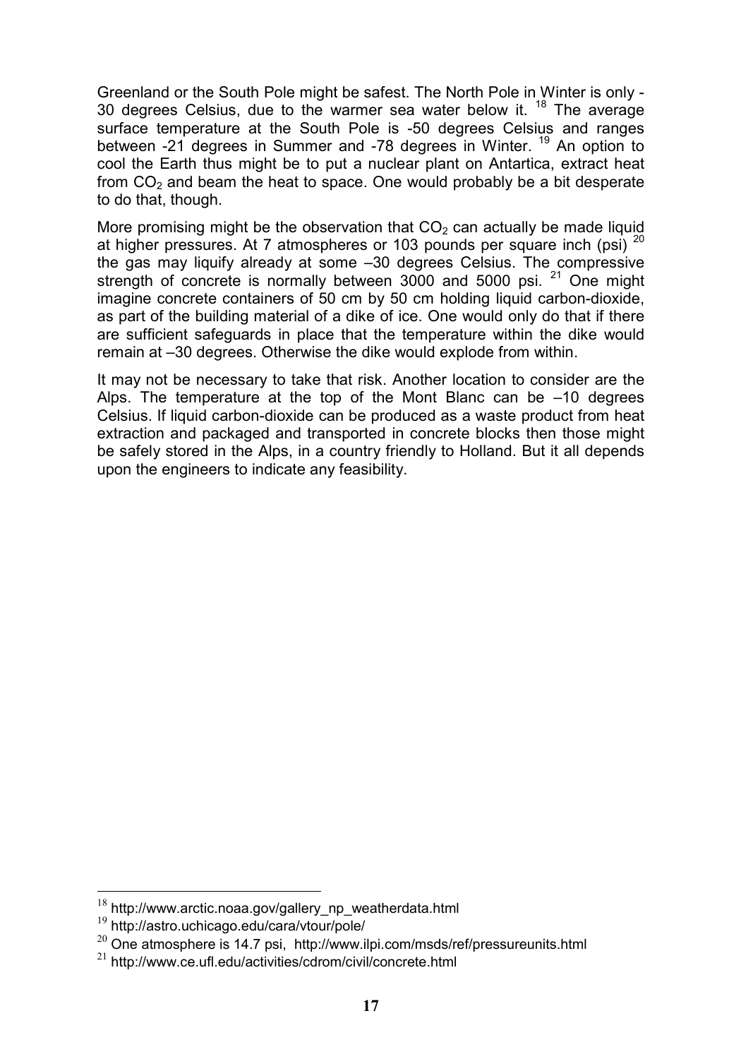Greenland or the South Pole might be safest. The North Pole in Winter is only -30 degrees Celsius, due to the warmer sea water below it. [18] The average surface temperature at the South Pole is -50 degrees Celsius and ranges between -21 degrees in Summer and -78 degrees in Winter. [19] An option to cool the Earth thus might be to put a nuclear plant on Antartica, extract heat from $CO_2$ and beam the heat to space. One would probably be a bit desperate to do that, though.

More promising might be the observation that $CO_2$ can actually be made liquid at higher pressures. At 7 atmospheres or 103 pounds per square inch (psi) [20] the gas may liquify already at some –30 degrees Celsius. The compressive strength of concrete is normally between 3000 and 5000 psi. [21] One might imagine concrete containers of 50 cm by 50 cm holding liquid carbon-dioxide, as part of the building material of a dike of ice. One would only do that if there are sufficient safeguards in place that the temperature within the dike would remain at –30 degrees. Otherwise the dike would explode from within.

It may not be necessary to take that risk. Another location to consider are the Alps. The temperature at the top of the Mont Blanc can be –10 degrees Celsius. If liquid carbon-dioxide can be produced as a waste product from heat extraction and packaged and transported in concrete blocks then those might be safely stored in the Alps, in a country friendly to Holland. But it all depends upon the engineers to indicate any feasibility.

---

[18] http://www.arctic.noaa.gov/gallery_np_weatherdata.html

[19] http://astro.uchicago.edu/cara/vtour/pole/

[20] One atmosphere is 14.7 psi, http://www.ilpi.com/msds/ref/pressureunits.html

[21] http://www.ce.ufl.edu/activities/cdrom/civil/concrete.html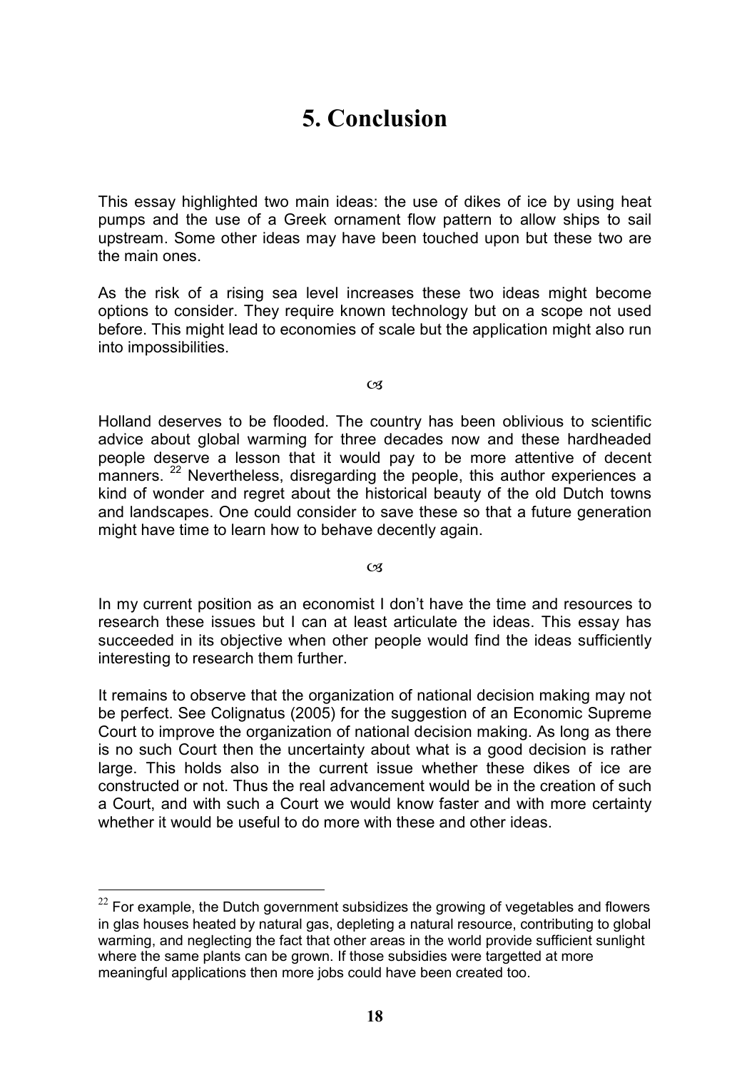# 5. Conclusion

This essay highlighted two main ideas: the use of dikes of ice by using heat pumps and the use of a Greek ornament flow pattern to allow ships to sail upstream. Some other ideas may have been touched upon but these two are the main ones.

As the risk of a rising sea level increases these two ideas might become options to consider. They require known technology but on a scope not used before. This might lead to economies of scale but the application might also run into impossibilities.

☙

Holland deserves to be flooded. The country has been oblivious to scientific advice about global warming for three decades now and these hardheaded people deserve a lesson that it would pay to be more attentive of decent manners. [22] Nevertheless, disregarding the people, this author experiences a kind of wonder and regret about the historical beauty of the old Dutch towns and landscapes. One could consider to save these so that a future generation might have time to learn how to behave decently again.

☙

In my current position as an economist I don't have the time and resources to research these issues but I can at least articulate the ideas. This essay has succeeded in its objective when other people would find the ideas sufficiently interesting to research them further.

It remains to observe that the organization of national decision making may not be perfect. See Colignatus (2005) for the suggestion of an Economic Supreme Court to improve the organization of national decision making. As long as there is no such Court then the uncertainty about what is a good decision is rather large. This holds also in the current issue whether these dikes of ice are constructed or not. Thus the real advancement would be in the creation of such a Court, and with such a Court we would know faster and with more certainty whether it would be useful to do more with these and other ideas.

---

[22] For example, the Dutch government subsidizes the growing of vegetables and flowers in glas houses heated by natural gas, depleting a natural resource, contributing to global warming, and neglecting the fact that other areas in the world provide sufficient sunlight where the same plants can be grown. If those subsidies were targetted at more meaningful applications then more jobs could have been created too.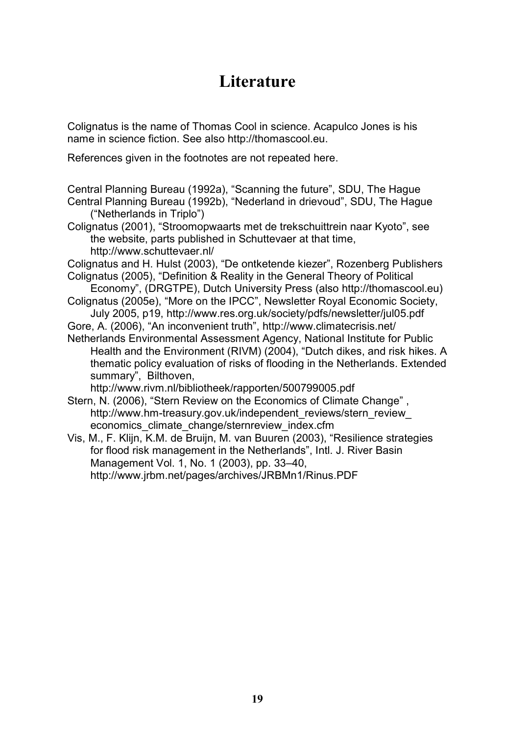# Literature

Colignatus is the name of Thomas Cool in science. Acapulco Jones is his name in science fiction. See also http://thomascool.eu.

References given in the footnotes are not repeated here.

Central Planning Bureau (1992a), "Scanning the future", SDU, The Hague

Central Planning Bureau (1992b), "Nederland in drievoud", SDU, The Hague ("Netherlands in Triplo")

Colignatus (2001), "Stroomopwaarts met de trekschuittrein naar Kyoto", see the website, parts published in Schuttevaer at that time, http://www.schuttevaer.nl/

Colignatus and H. Hulst (2003), "De ontketende kiezer", Rozenberg Publishers

Colignatus (2005), "Definition & Reality in the General Theory of Political Economy", (DRGTPE), Dutch University Press (also http://thomascool.eu)

Colignatus (2005e), "More on the IPCC", Newsletter Royal Economic Society, July 2005, p19, http://www.res.org.uk/society/pdfs/newsletter/jul05.pdf

Gore, A. (2006), "An inconvenient truth", http://www.climatecrisis.net/

Netherlands Environmental Assessment Agency, National Institute for Public Health and the Environment (RIVM) (2004), "Dutch dikes, and risk hikes. A thematic policy evaluation of risks of flooding in the Netherlands. Extended summary", Bilthoven, http://www.rivm.nl/bibliotheek/rapporten/500799005.pdf

Stern, N. (2006), "Stern Review on the Economics of Climate Change" , http://www.hm-treasury.gov.uk/independent_reviews/stern_review_economics_climate_change/sternreview_index.cfm

Vis, M., F. Klijn, K.M. de Bruijn, M. van Buuren (2003), "Resilience strategies for flood risk management in the Netherlands", Intl. J. River Basin Management Vol. 1, No. 1 (2003), pp. 33–40, http://www.jrbm.net/pages/archives/JRBMn1/Rinus.PDF